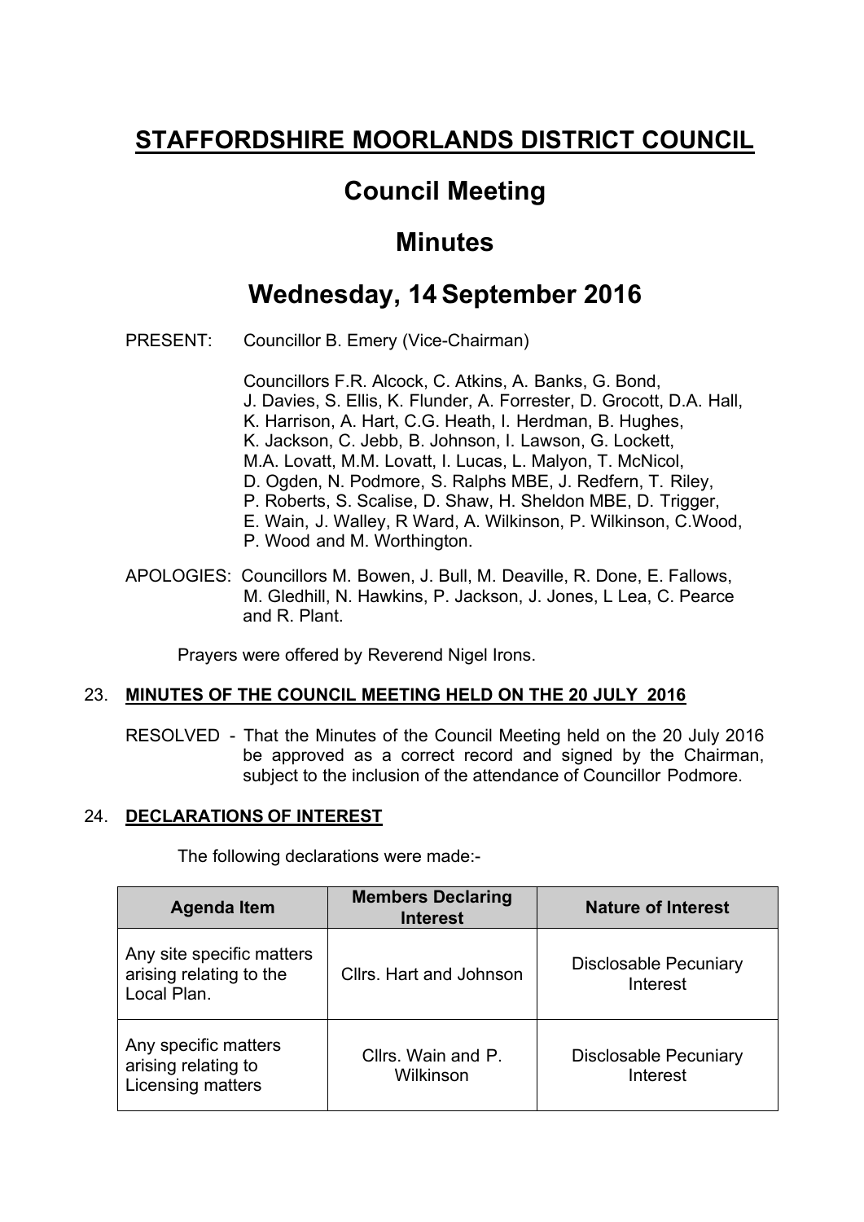# STAFFORDSHIRE MOORLANDS DISTRICT COUNCIL

## Council Meeting

## Minutes

## Wednesday, 14 September 2016

PRESENT: Councillor B. Emery (Vice-Chairman)

Councillors F.R. Alcock, C. Atkins, A. Banks, G. Bond, J. Davies, S. Ellis, K. Flunder, A. Forrester, D. Grocott, D.A. Hall, K. Harrison, A. Hart, C.G. Heath, I. Herdman, B. Hughes, K. Jackson, C. Jebb, B. Johnson, I. Lawson, G. Lockett, M.A. Lovatt, M.M. Lovatt, I. Lucas, L. Malyon, T. McNicol, D. Ogden, N. Podmore, S. Ralphs MBE, J. Redfern, T. Riley, P. Roberts, S. Scalise, D. Shaw, H. Sheldon MBE, D. Trigger, E. Wain, J. Walley, R Ward, A. Wilkinson, P. Wilkinson, C.Wood, P. Wood and M. Worthington.

APOLOGIES: Councillors M. Bowen, J. Bull, M. Deaville, R. Done, E. Fallows, M. Gledhill, N. Hawkins, P. Jackson, J. Jones, L Lea, C. Pearce and R. Plant.

Prayers were offered by Reverend Nigel Irons.

### 23. MINUTES OF THE COUNCIL MEETING HELD ON THE 20 JULY 2016

RESOLVED - That the Minutes of the Council Meeting held on the 20 July 2016 be approved as a correct record and signed by the Chairman, subject to the inclusion of the attendance of Councillor Podmore.

### 24. DECLARATIONS OF INTEREST

The following declarations were made:-

| Agenda Item | Members Declaring Interest | Nature of Interest |
|---|---|---|
| Any site specific matters arising relating to the Local Plan. | Cllrs. Hart and Johnson | Disclosable Pecuniary Interest |
| Any specific matters arising relating to Licensing matters | Cllrs. Wain and P. Wilkinson | Disclosable Pecuniary Interest |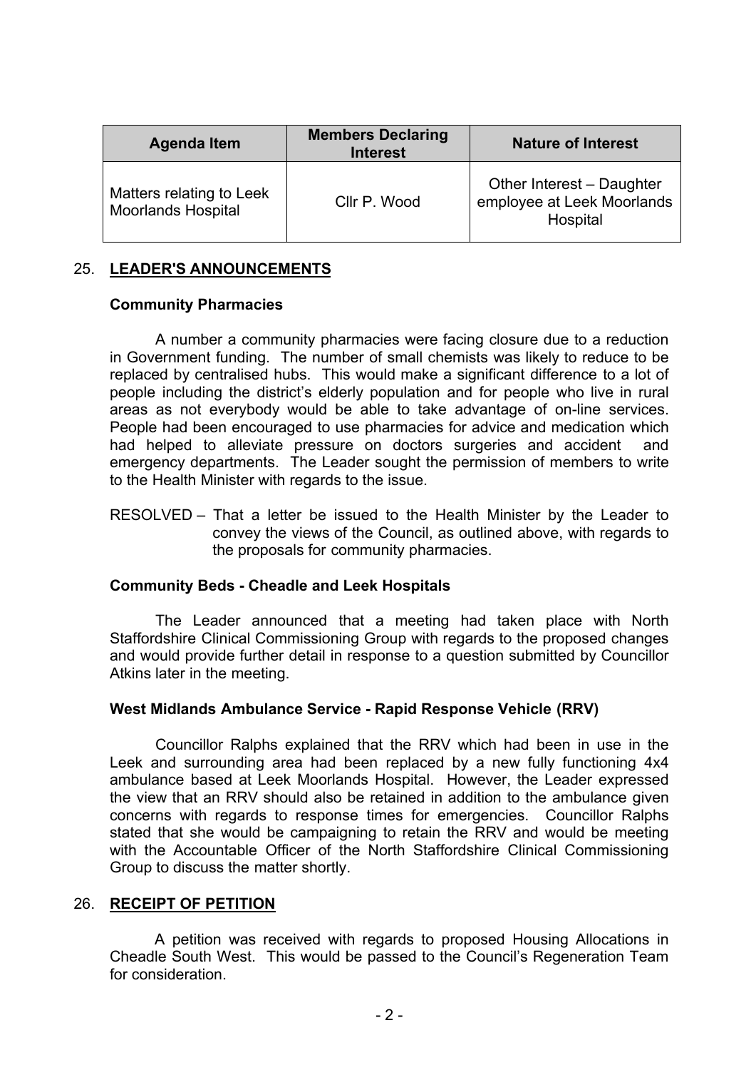| Agenda Item | Members Declaring Interest | Nature of Interest |
|---|---|---|
| Matters relating to Leek Moorlands Hospital | Cllr P. Wood | Other Interest – Daughter employee at Leek Moorlands Hospital |

## 25. **LEADER'S ANNOUNCEMENTS**

**Community Pharmacies**

A number a community pharmacies were facing closure due to a reduction in Government funding. The number of small chemists was likely to reduce to be replaced by centralised hubs. This would make a significant difference to a lot of people including the district's elderly population and for people who live in rural areas as not everybody would be able to take advantage of on-line services. People had been encouraged to use pharmacies for advice and medication which had helped to alleviate pressure on doctors surgeries and accident and emergency departments. The Leader sought the permission of members to write to the Health Minister with regards to the issue.

RESOLVED – That a letter be issued to the Health Minister by the Leader to convey the views of the Council, as outlined above, with regards to the proposals for community pharmacies.

**Community Beds - Cheadle and Leek Hospitals**

The Leader announced that a meeting had taken place with North Staffordshire Clinical Commissioning Group with regards to the proposed changes and would provide further detail in response to a question submitted by Councillor Atkins later in the meeting.

**West Midlands Ambulance Service - Rapid Response Vehicle (RRV)**

Councillor Ralphs explained that the RRV which had been in use in the Leek and surrounding area had been replaced by a new fully functioning 4x4 ambulance based at Leek Moorlands Hospital. However, the Leader expressed the view that an RRV should also be retained in addition to the ambulance given concerns with regards to response times for emergencies. Councillor Ralphs stated that she would be campaigning to retain the RRV and would be meeting with the Accountable Officer of the North Staffordshire Clinical Commissioning Group to discuss the matter shortly.

## 26. **RECEIPT OF PETITION**

A petition was received with regards to proposed Housing Allocations in Cheadle South West. This would be passed to the Council's Regeneration Team for consideration.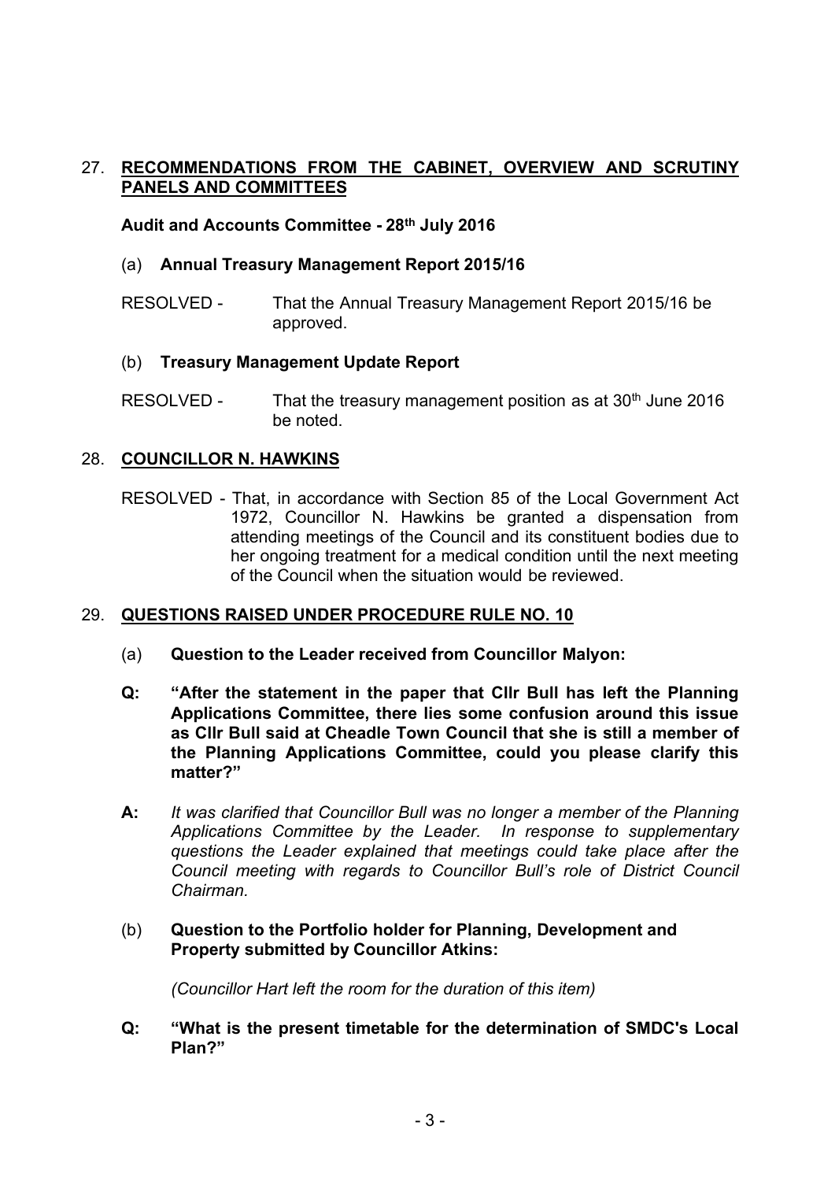## 27. RECOMMENDATIONS FROM THE CABINET, OVERVIEW AND SCRUTINY PANELS AND COMMITTEES

**Audit and Accounts Committee - 28th July 2016**

(a) **Annual Treasury Management Report 2015/16**

RESOLVED - That the Annual Treasury Management Report 2015/16 be approved.

(b) **Treasury Management Update Report**

RESOLVED - That the treasury management position as at 30th June 2016 be noted.

## 28. COUNCILLOR N. HAWKINS

RESOLVED - That, in accordance with Section 85 of the Local Government Act 1972, Councillor N. Hawkins be granted a dispensation from attending meetings of the Council and its constituent bodies due to her ongoing treatment for a medical condition until the next meeting of the Council when the situation would be reviewed.

## 29. QUESTIONS RAISED UNDER PROCEDURE RULE NO. 10

(a) **Question to the Leader received from Councillor Malyon:**

**Q: "After the statement in the paper that Cllr Bull has left the Planning Applications Committee, there lies some confusion around this issue as Cllr Bull said at Cheadle Town Council that she is still a member of the Planning Applications Committee, could you please clarify this matter?"**

**A:** *It was clarified that Councillor Bull was no longer a member of the Planning Applications Committee by the Leader. In response to supplementary questions the Leader explained that meetings could take place after the Council meeting with regards to Councillor Bull's role of District Council Chairman.*

(b) **Question to the Portfolio holder for Planning, Development and Property submitted by Councillor Atkins:**

*(Councillor Hart left the room for the duration of this item)*

**Q: "What is the present timetable for the determination of SMDC's Local Plan?"**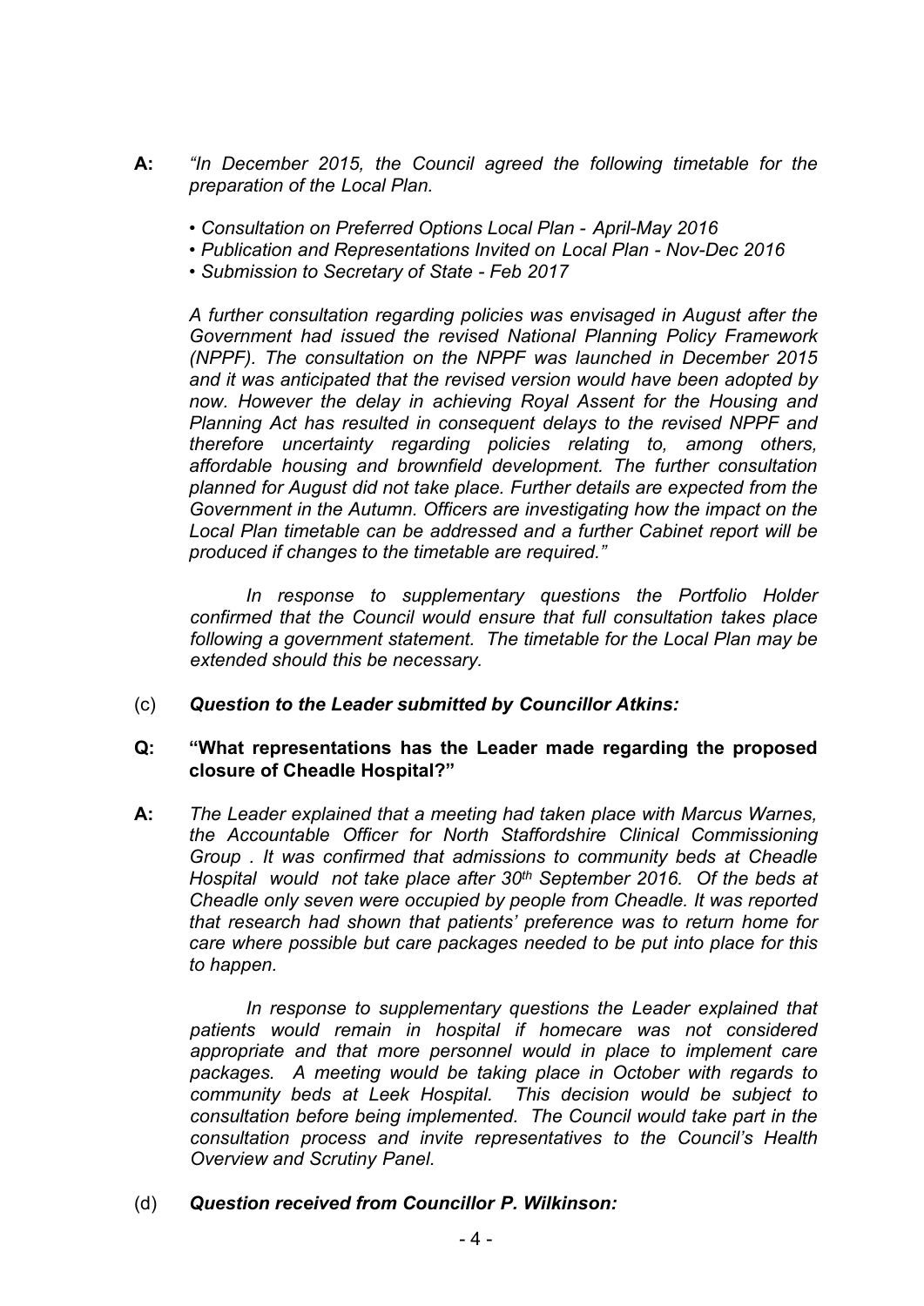**A:** *"In December 2015, the Council agreed the following timetable for the preparation of the Local Plan.*

*• Consultation on Preferred Options Local Plan - April-May 2016*
*• Publication and Representations Invited on Local Plan - Nov-Dec 2016*
*• Submission to Secretary of State - Feb 2017*

*A further consultation regarding policies was envisaged in August after the Government had issued the revised National Planning Policy Framework (NPPF). The consultation on the NPPF was launched in December 2015 and it was anticipated that the revised version would have been adopted by now. However the delay in achieving Royal Assent for the Housing and Planning Act has resulted in consequent delays to the revised NPPF and therefore uncertainty regarding policies relating to, among others, affordable housing and brownfield development. The further consultation planned for August did not take place. Further details are expected from the Government in the Autumn. Officers are investigating how the impact on the Local Plan timetable can be addressed and a further Cabinet report will be produced if changes to the timetable are required."*

*In response to supplementary questions the Portfolio Holder confirmed that the Council would ensure that full consultation takes place following a government statement. The timetable for the Local Plan may be extended should this be necessary.*

(c) ***Question to the Leader submitted by Councillor Atkins:***

**Q: "What representations has the Leader made regarding the proposed closure of Cheadle Hospital?"**

**A:** *The Leader explained that a meeting had taken place with Marcus Warnes, the Accountable Officer for North Staffordshire Clinical Commissioning Group . It was confirmed that admissions to community beds at Cheadle Hospital would not take place after 30th September 2016. Of the beds at Cheadle only seven were occupied by people from Cheadle. It was reported that research had shown that patients' preference was to return home for care where possible but care packages needed to be put into place for this to happen.*

*In response to supplementary questions the Leader explained that patients would remain in hospital if homecare was not considered appropriate and that more personnel would in place to implement care packages. A meeting would be taking place in October with regards to community beds at Leek Hospital. This decision would be subject to consultation before being implemented. The Council would take part in the consultation process and invite representatives to the Council's Health Overview and Scrutiny Panel.*

(d) ***Question received from Councillor P. Wilkinson:***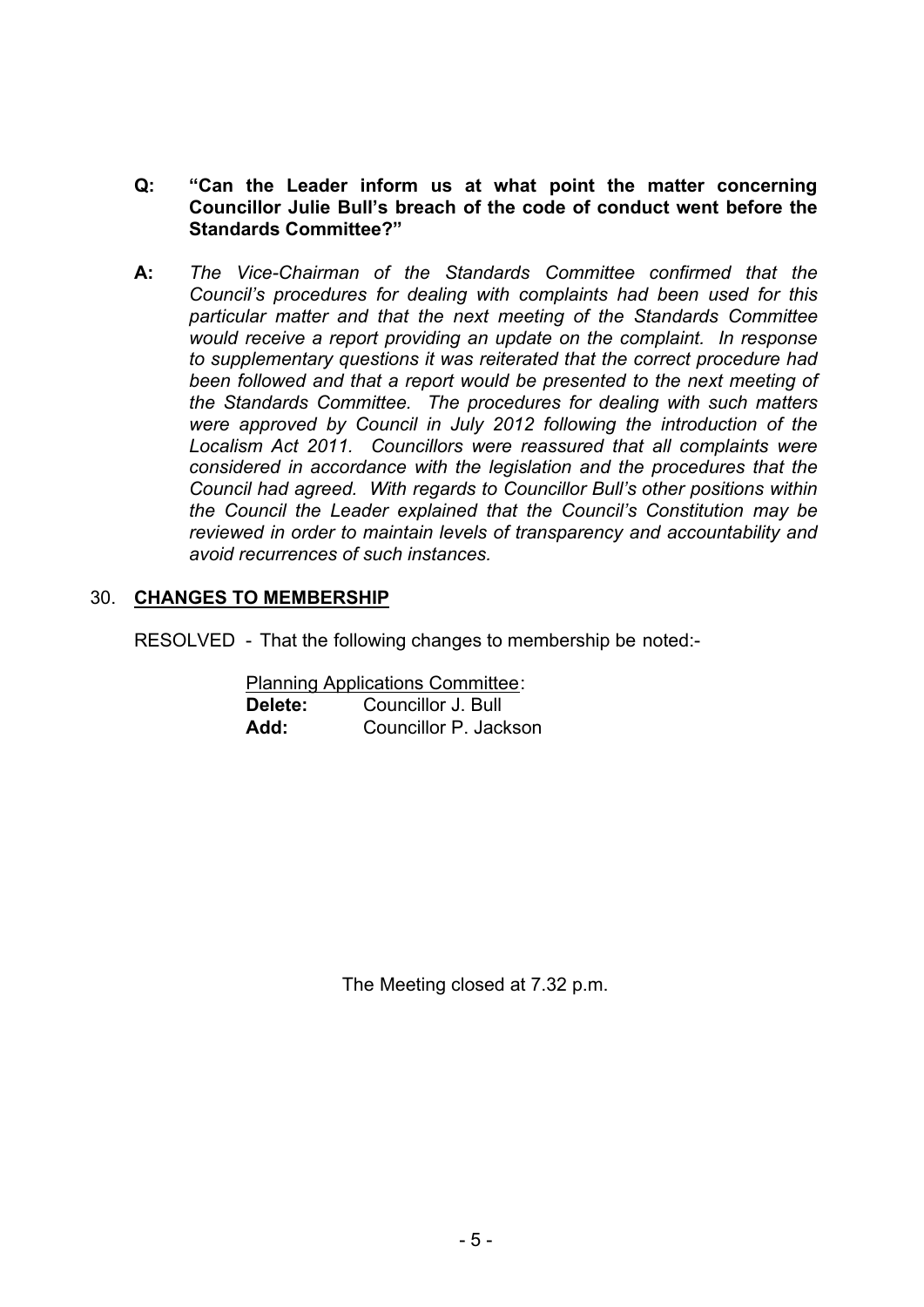**Q: "Can the Leader inform us at what point the matter concerning Councillor Julie Bull's breach of the code of conduct went before the Standards Committee?"**

**A:** *The Vice-Chairman of the Standards Committee confirmed that the Council's procedures for dealing with complaints had been used for this particular matter and that the next meeting of the Standards Committee would receive a report providing an update on the complaint. In response to supplementary questions it was reiterated that the correct procedure had been followed and that a report would be presented to the next meeting of the Standards Committee. The procedures for dealing with such matters were approved by Council in July 2012 following the introduction of the Localism Act 2011. Councillors were reassured that all complaints were considered in accordance with the legislation and the procedures that the Council had agreed. With regards to Councillor Bull's other positions within the Council the Leader explained that the Council's Constitution may be reviewed in order to maintain levels of transparency and accountability and avoid recurrences of such instances.*

## 30. CHANGES TO MEMBERSHIP

RESOLVED - That the following changes to membership be noted:-

Planning Applications Committee:

**Delete:** Councillor J. Bull

**Add:** Councillor P. Jackson

The Meeting closed at 7.32 p.m.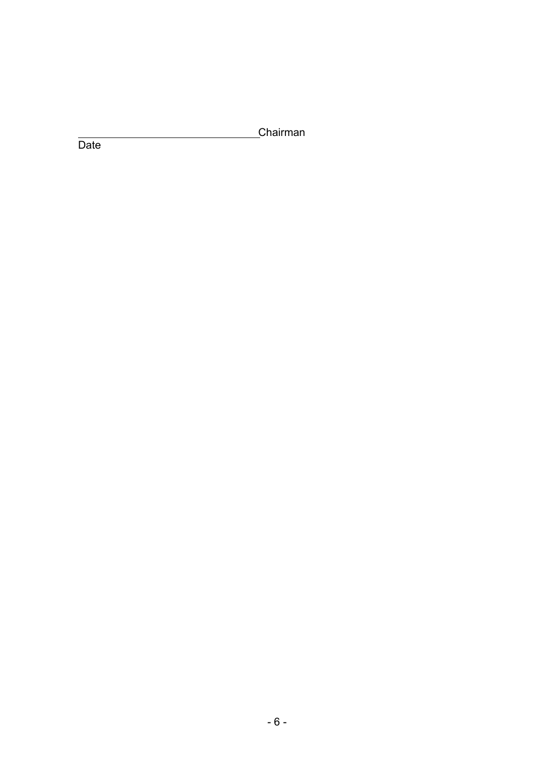\_\_\_\_\_\_\_\_\_\_\_\_\_\_\_\_\_\_\_\_\_\_\_\_\_\_\_\_\_\_\_\_Chairman

Date